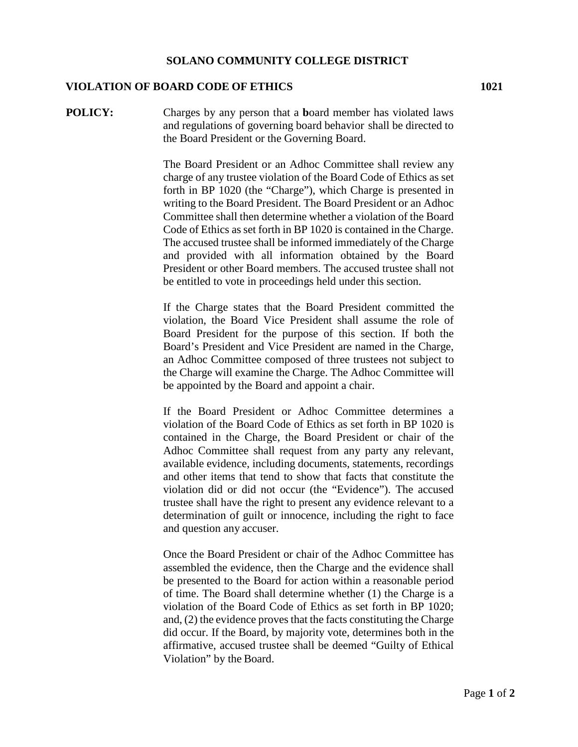# SOLANO COMMUNITY COLLEGE DISTRICT

## VIOLATION OF BOARD CODE OF ETHICS 1021

**POLICY:** Charges by any person that a **b**oard member has violated laws and regulations of governing board behavior shall be directed to the Board President or the Governing Board.

The Board President or an Adhoc Committee shall review any charge of any trustee violation of the Board Code of Ethics as set forth in BP 1020 (the "Charge"), which Charge is presented in writing to the Board President. The Board President or an Adhoc Committee shall then determine whether a violation of the Board Code of Ethics as set forth in BP 1020 is contained in the Charge. The accused trustee shall be informed immediately of the Charge and provided with all information obtained by the Board President or other Board members. The accused trustee shall not be entitled to vote in proceedings held under this section.

If the Charge states that the Board President committed the violation, the Board Vice President shall assume the role of Board President for the purpose of this section. If both the Board's President and Vice President are named in the Charge, an Adhoc Committee composed of three trustees not subject to the Charge will examine the Charge. The Adhoc Committee will be appointed by the Board and appoint a chair.

If the Board President or Adhoc Committee determines a violation of the Board Code of Ethics as set forth in BP 1020 is contained in the Charge, the Board President or chair of the Adhoc Committee shall request from any party any relevant, available evidence, including documents, statements, recordings and other items that tend to show that facts that constitute the violation did or did not occur (the "Evidence"). The accused trustee shall have the right to present any evidence relevant to a determination of guilt or innocence, including the right to face and question any accuser.

Once the Board President or chair of the Adhoc Committee has assembled the evidence, then the Charge and the evidence shall be presented to the Board for action within a reasonable period of time. The Board shall determine whether (1) the Charge is a violation of the Board Code of Ethics as set forth in BP 1020; and, (2) the evidence proves that the facts constituting the Charge did occur. If the Board, by majority vote, determines both in the affirmative, accused trustee shall be deemed "Guilty of Ethical Violation" by the Board.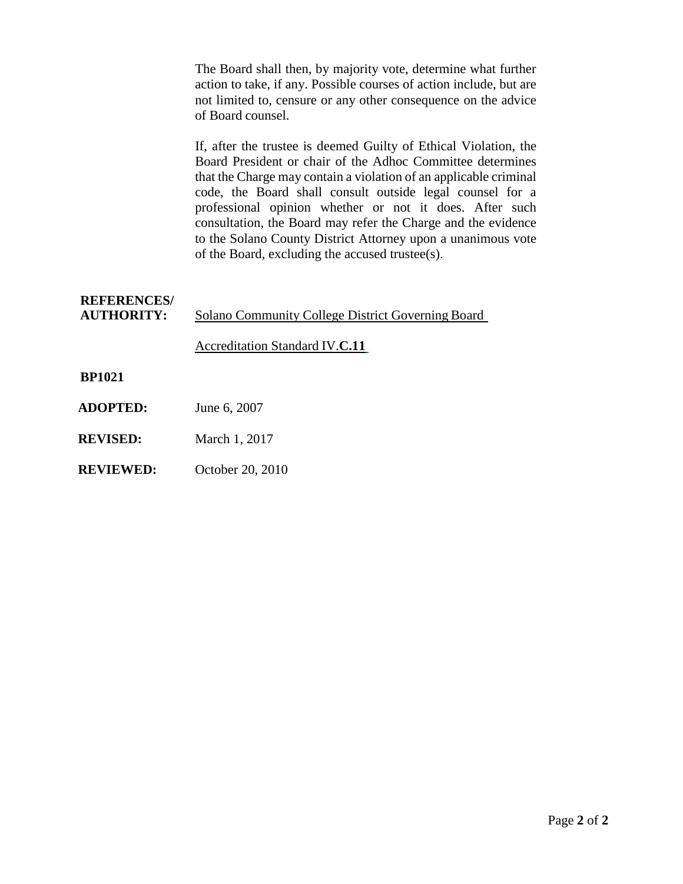The Board shall then, by majority vote, determine what further action to take, if any. Possible courses of action include, but are not limited to, censure or any other consequence on the advice of Board counsel.

If, after the trustee is deemed Guilty of Ethical Violation, the Board President or chair of the Adhoc Committee determines that the Charge may contain a violation of an applicable criminal code, the Board shall consult outside legal counsel for a professional opinion whether or not it does. After such consultation, the Board may refer the Charge and the evidence to the Solano County District Attorney upon a unanimous vote of the Board, excluding the accused trustee(s).

**REFERENCES/ AUTHORITY:** Solano Community College District Governing Board

Accreditation Standard IV.**C.11**

**BP1021**

**ADOPTED:** June 6, 2007

**REVISED:** March 1, 2017

**REVIEWED:** October 20, 2010